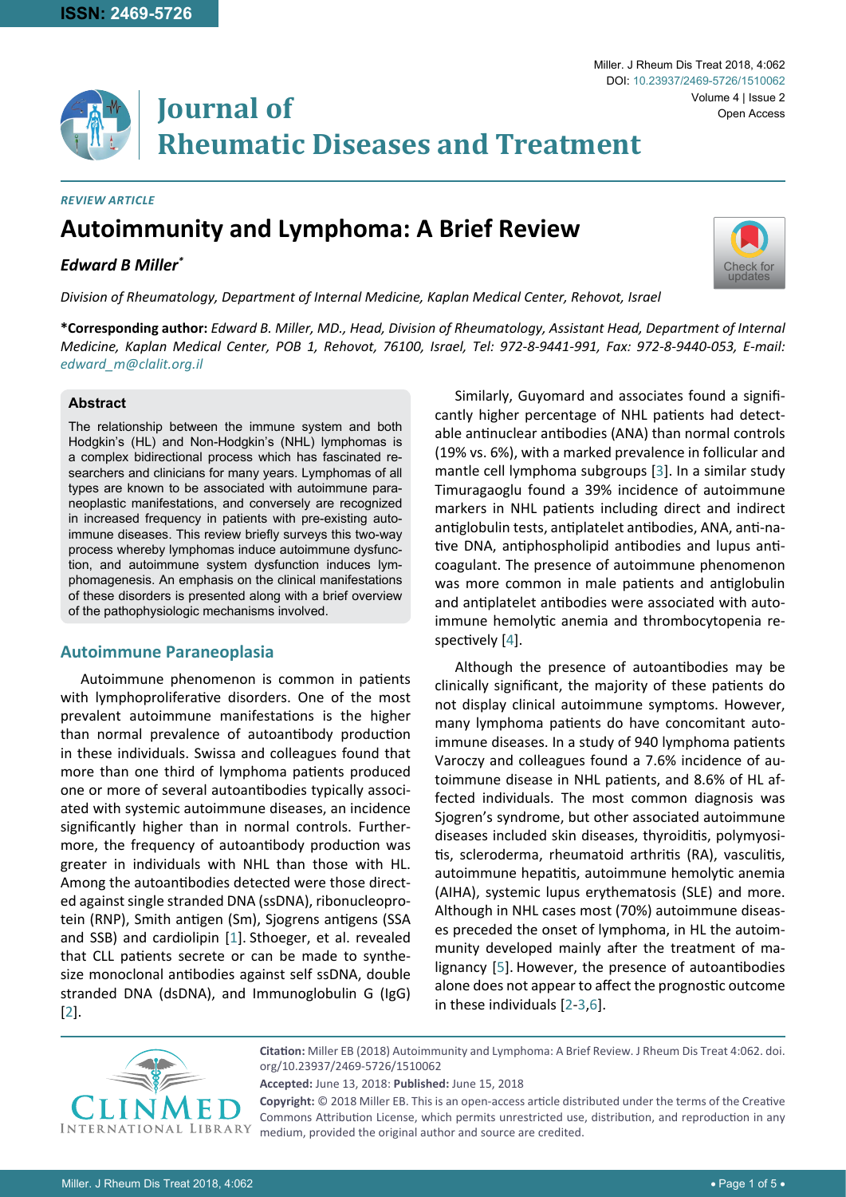*REVIEW ARTICLE*

# Autoimmunity and Lymphoma: A Brief Review

***Edward B Miller****

*Division of Rheumatology, Department of Internal Medicine, Kaplan Medical Center, Rehovot, Israel*

**\*Corresponding author:** *Edward B. Miller, MD., Head, Division of Rheumatology, Assistant Head, Department of Internal Medicine, Kaplan Medical Center, POB 1, Rehovot, 76100, Israel, Tel: 972-8-9441-991, Fax: 972-8-9440-053, E-mail: edward_m@clalit.org.il*

### Abstract

The relationship between the immune system and both Hodgkin's (HL) and Non-Hodgkin's (NHL) lymphomas is a complex bidirectional process which has fascinated researchers and clinicians for many years. Lymphomas of all types are known to be associated with autoimmune paraneoplastic manifestations, and conversely are recognized in increased frequency in patients with pre-existing autoimmune diseases. This review briefly surveys this two-way process whereby lymphomas induce autoimmune dysfunction, and autoimmune system dysfunction induces lymphomagenesis. An emphasis on the clinical manifestations of these disorders is presented along with a brief overview of the pathophysiologic mechanisms involved.

## Autoimmune Paraneoplasia

Autoimmune phenomenon is common in patients with lymphoproliferative disorders. One of the most prevalent autoimmune manifestations is the higher than normal prevalence of autoantibody production in these individuals. Swissa and colleagues found that more than one third of lymphoma patients produced one or more of several autoantibodies typically associated with systemic autoimmune diseases, an incidence significantly higher than in normal controls. Furthermore, the frequency of autoantibody production was greater in individuals with NHL than those with HL. Among the autoantibodies detected were those directed against single stranded DNA (ssDNA), ribonucleoprotein (RNP), Smith antigen (Sm), Sjogrens antigens (SSA and SSB) and cardiolipin [1]. Sthoeger, et al. revealed that CLL patients secrete or can be made to synthesize monoclonal antibodies against self ssDNA, double stranded DNA (dsDNA), and Immunoglobulin G (IgG) [2].

Similarly, Guyomard and associates found a significantly higher percentage of NHL patients had detectable antinuclear antibodies (ANA) than normal controls (19% vs. 6%), with a marked prevalence in follicular and mantle cell lymphoma subgroups [3]. In a similar study Timuragaoglu found a 39% incidence of autoimmune markers in NHL patients including direct and indirect antiglobulin tests, antiplatelet antibodies, ANA, anti-native DNA, antiphospholipid antibodies and lupus anticoagulant. The presence of autoimmune phenomenon was more common in male patients and antiglobulin and antiplatelet antibodies were associated with autoimmune hemolytic anemia and thrombocytopenia respectively [4].

Although the presence of autoantibodies may be clinically significant, the majority of these patients do not display clinical autoimmune symptoms. However, many lymphoma patients do have concomitant autoimmune diseases. In a study of 940 lymphoma patients Varoczy and colleagues found a 7.6% incidence of autoimmune disease in NHL patients, and 8.6% of HL affected individuals. The most common diagnosis was Sjogren's syndrome, but other associated autoimmune diseases included skin diseases, thyroiditis, polymyositis, scleroderma, rheumatoid arthritis (RA), vasculitis, autoimmune hepatitis, autoimmune hemolytic anemia (AIHA), systemic lupus erythematosis (SLE) and more. Although in NHL cases most (70%) autoimmune diseases preceded the onset of lymphoma, in HL the autoimmunity developed mainly after the treatment of malignancy [5]. However, the presence of autoantibodies alone does not appear to affect the prognostic outcome in these individuals [2-3,6].

**Citation:** Miller EB (2018) Autoimmunity and Lymphoma: A Brief Review. J Rheum Dis Treat 4:062. doi.org/10.23937/2469-5726/1510062

**Accepted:** June 13, 2018: **Published:** June 15, 2018

**Copyright:** © 2018 Miller EB. This is an open-access article distributed under the terms of the Creative Commons Attribution License, which permits unrestricted use, distribution, and reproduction in any medium, provided the original author and source are credited.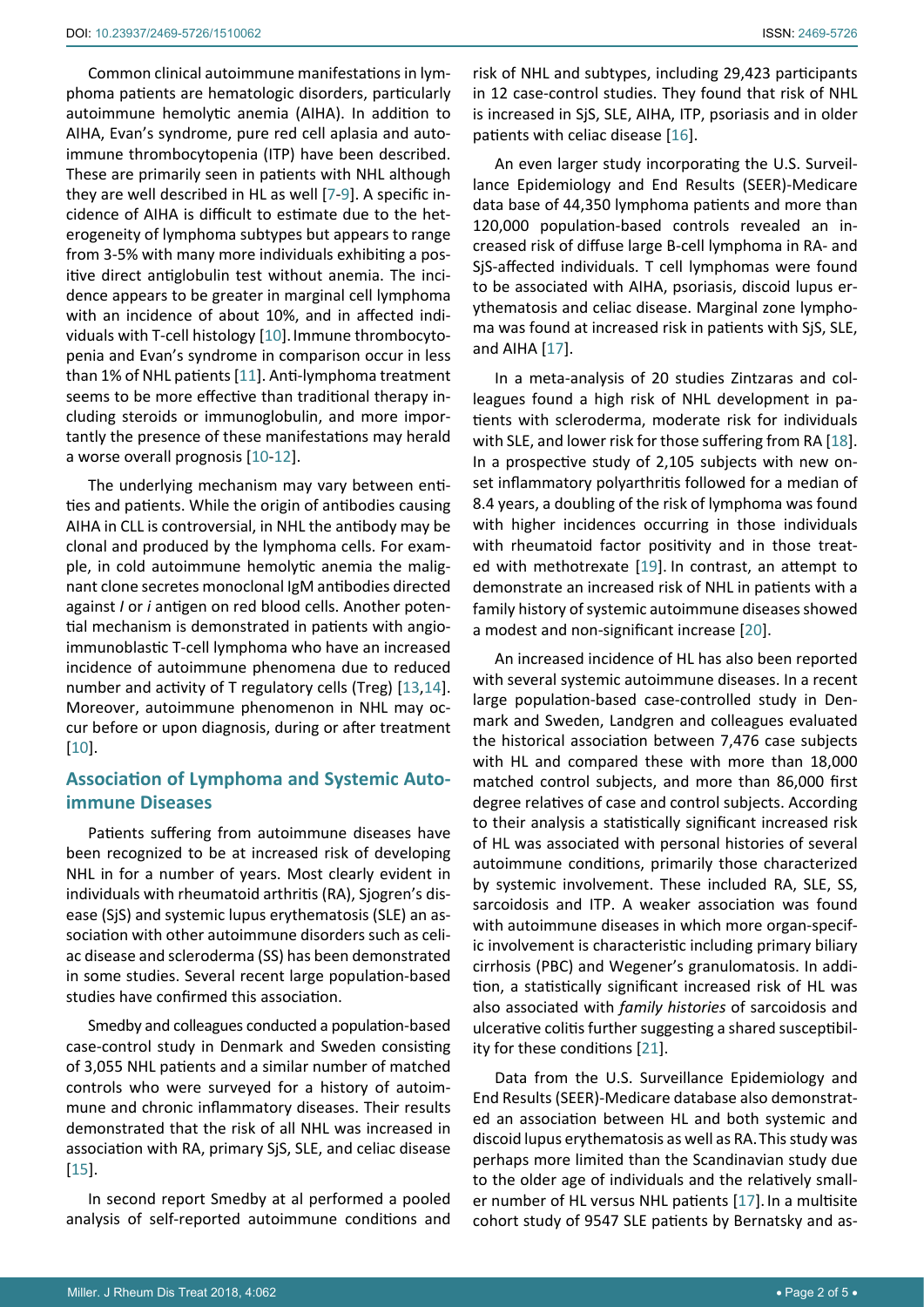Common clinical autoimmune manifestations in lymphoma patients are hematologic disorders, particularly autoimmune hemolytic anemia (AIHA). In addition to AIHA, Evan's syndrome, pure red cell aplasia and autoimmune thrombocytopenia (ITP) have been described. These are primarily seen in patients with NHL although they are well described in HL as well [7-9]. A specific incidence of AIHA is difficult to estimate due to the heterogeneity of lymphoma subtypes but appears to range from 3-5% with many more individuals exhibiting a positive direct antiglobulin test without anemia. The incidence appears to be greater in marginal cell lymphoma with an incidence of about 10%, and in affected individuals with T-cell histology [10]. Immune thrombocytopenia and Evan's syndrome in comparison occur in less than 1% of NHL patients [11]. Anti-lymphoma treatment seems to be more effective than traditional therapy including steroids or immunoglobulin, and more importantly the presence of these manifestations may herald a worse overall prognosis [10-12].

The underlying mechanism may vary between entities and patients. While the origin of antibodies causing AIHA in CLL is controversial, in NHL the antibody may be clonal and produced by the lymphoma cells. For example, in cold autoimmune hemolytic anemia the malignant clone secretes monoclonal IgM antibodies directed against *I* or *i* antigen on red blood cells. Another potential mechanism is demonstrated in patients with angioimmunoblastic T-cell lymphoma who have an increased incidence of autoimmune phenomena due to reduced number and activity of T regulatory cells (Treg) [13,14]. Moreover, autoimmune phenomenon in NHL may occur before or upon diagnosis, during or after treatment [10].

## Association of Lymphoma and Systemic Autoimmune Diseases

Patients suffering from autoimmune diseases have been recognized to be at increased risk of developing NHL in for a number of years. Most clearly evident in individuals with rheumatoid arthritis (RA), Sjogren's disease (SjS) and systemic lupus erythematosis (SLE) an association with other autoimmune disorders such as celiac disease and scleroderma (SS) has been demonstrated in some studies. Several recent large population-based studies have confirmed this association.

Smedby and colleagues conducted a population-based case-control study in Denmark and Sweden consisting of 3,055 NHL patients and a similar number of matched controls who were surveyed for a history of autoimmune and chronic inflammatory diseases. Their results demonstrated that the risk of all NHL was increased in association with RA, primary SjS, SLE, and celiac disease [15].

In second report Smedby at al performed a pooled analysis of self-reported autoimmune conditions and risk of NHL and subtypes, including 29,423 participants in 12 case-control studies. They found that risk of NHL is increased in SjS, SLE, AIHA, ITP, psoriasis and in older patients with celiac disease [16].

An even larger study incorporating the U.S. Surveillance Epidemiology and End Results (SEER)-Medicare data base of 44,350 lymphoma patients and more than 120,000 population-based controls revealed an increased risk of diffuse large B-cell lymphoma in RA- and SjS-affected individuals. T cell lymphomas were found to be associated with AIHA, psoriasis, discoid lupus erythematosis and celiac disease. Marginal zone lymphoma was found at increased risk in patients with SjS, SLE, and AIHA [17].

In a meta-analysis of 20 studies Zintzaras and colleagues found a high risk of NHL development in patients with scleroderma, moderate risk for individuals with SLE, and lower risk for those suffering from RA [18]. In a prospective study of 2,105 subjects with new onset inflammatory polyarthritis followed for a median of 8.4 years, a doubling of the risk of lymphoma was found with higher incidences occurring in those individuals with rheumatoid factor positivity and in those treated with methotrexate [19]. In contrast, an attempt to demonstrate an increased risk of NHL in patients with a family history of systemic autoimmune diseases showed a modest and non-significant increase [20].

An increased incidence of HL has also been reported with several systemic autoimmune diseases. In a recent large population-based case-controlled study in Denmark and Sweden, Landgren and colleagues evaluated the historical association between 7,476 case subjects with HL and compared these with more than 18,000 matched control subjects, and more than 86,000 first degree relatives of case and control subjects. According to their analysis a statistically significant increased risk of HL was associated with personal histories of several autoimmune conditions, primarily those characterized by systemic involvement. These included RA, SLE, SS, sarcoidosis and ITP. A weaker association was found with autoimmune diseases in which more organ-specific involvement is characteristic including primary biliary cirrhosis (PBC) and Wegener's granulomatosis. In addition, a statistically significant increased risk of HL was also associated with *family histories* of sarcoidosis and ulcerative colitis further suggesting a shared susceptibility for these conditions [21].

Data from the U.S. Surveillance Epidemiology and End Results (SEER)-Medicare database also demonstrated an association between HL and both systemic and discoid lupus erythematosis as well as RA. This study was perhaps more limited than the Scandinavian study due to the older age of individuals and the relatively smaller number of HL versus NHL patients [17]. In a multisite cohort study of 9547 SLE patients by Bernatsky and as-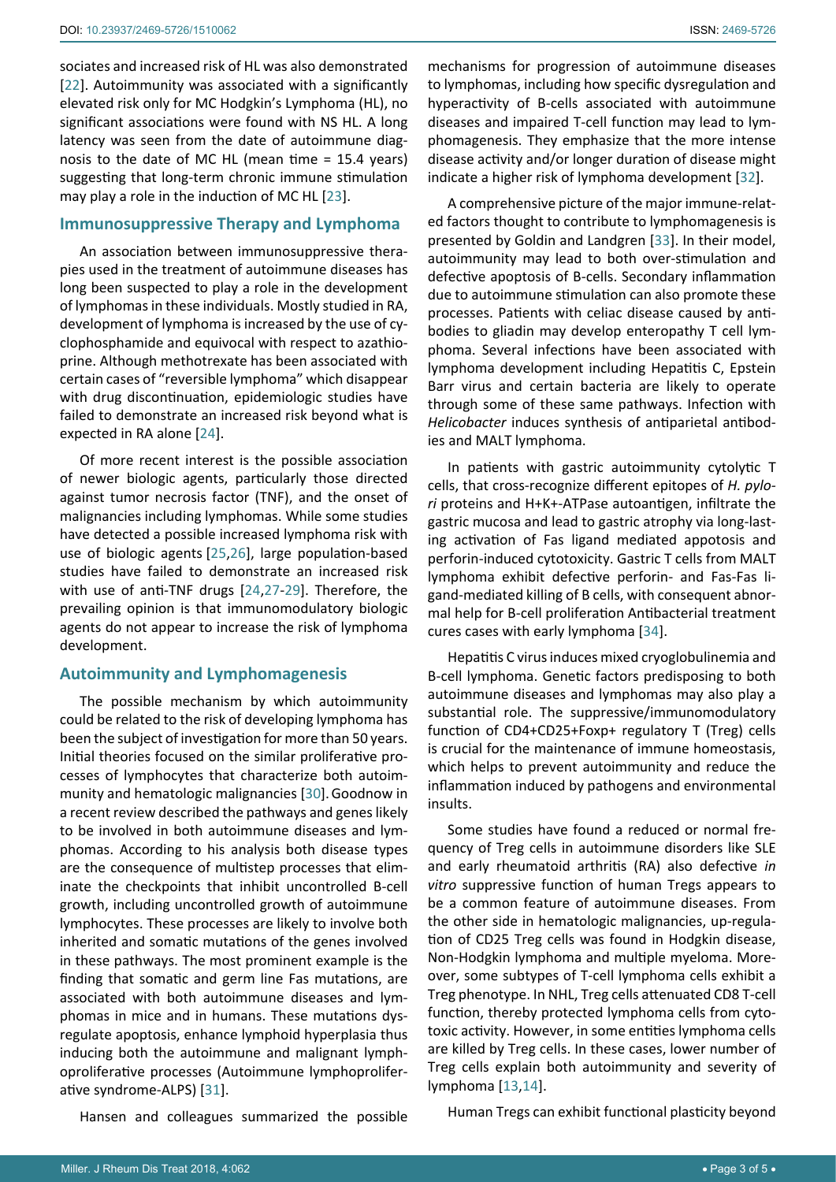sociates and increased risk of HL was also demonstrated [22]. Autoimmunity was associated with a significantly elevated risk only for MC Hodgkin's Lymphoma (HL), no significant associations were found with NS HL. A long latency was seen from the date of autoimmune diagnosis to the date of MC HL (mean time = 15.4 years) suggesting that long-term chronic immune stimulation may play a role in the induction of MC HL [23].

## Immunosuppressive Therapy and Lymphoma

An association between immunosuppressive therapies used in the treatment of autoimmune diseases has long been suspected to play a role in the development of lymphomas in these individuals. Mostly studied in RA, development of lymphoma is increased by the use of cyclophosphamide and equivocal with respect to azathioprine. Although methotrexate has been associated with certain cases of "reversible lymphoma" which disappear with drug discontinuation, epidemiologic studies have failed to demonstrate an increased risk beyond what is expected in RA alone [24].

Of more recent interest is the possible association of newer biologic agents, particularly those directed against tumor necrosis factor (TNF), and the onset of malignancies including lymphomas. While some studies have detected a possible increased lymphoma risk with use of biologic agents [25,26], large population-based studies have failed to demonstrate an increased risk with use of anti-TNF drugs [24,27-29]. Therefore, the prevailing opinion is that immunomodulatory biologic agents do not appear to increase the risk of lymphoma development.

## Autoimmunity and Lymphomagenesis

The possible mechanism by which autoimmunity could be related to the risk of developing lymphoma has been the subject of investigation for more than 50 years. Initial theories focused on the similar proliferative processes of lymphocytes that characterize both autoimmunity and hematologic malignancies [30]. Goodnow in a recent review described the pathways and genes likely to be involved in both autoimmune diseases and lymphomas. According to his analysis both disease types are the consequence of multistep processes that eliminate the checkpoints that inhibit uncontrolled B-cell growth, including uncontrolled growth of autoimmune lymphocytes. These processes are likely to involve both inherited and somatic mutations of the genes involved in these pathways. The most prominent example is the finding that somatic and germ line Fas mutations, are associated with both autoimmune diseases and lymphomas in mice and in humans. These mutations dysregulate apoptosis, enhance lymphoid hyperplasia thus inducing both the autoimmune and malignant lymphoproliferative processes (Autoimmune lymphoproliferative syndrome-ALPS) [31].

Hansen and colleagues summarized the possible mechanisms for progression of autoimmune diseases to lymphomas, including how specific dysregulation and hyperactivity of B-cells associated with autoimmune diseases and impaired T-cell function may lead to lymphomagenesis. They emphasize that the more intense disease activity and/or longer duration of disease might indicate a higher risk of lymphoma development [32].

A comprehensive picture of the major immune-related factors thought to contribute to lymphomagenesis is presented by Goldin and Landgren [33]. In their model, autoimmunity may lead to both over-stimulation and defective apoptosis of B-cells. Secondary inflammation due to autoimmune stimulation can also promote these processes. Patients with celiac disease caused by antibodies to gliadin may develop enteropathy T cell lymphoma. Several infections have been associated with lymphoma development including Hepatitis C, Epstein Barr virus and certain bacteria are likely to operate through some of these same pathways. Infection with *Helicobacter* induces synthesis of antiparietal antibodies and MALT lymphoma.

In patients with gastric autoimmunity cytolytic T cells, that cross-recognize different epitopes of *H. pylori* proteins and H+K+-ATPase autoantigen, infiltrate the gastric mucosa and lead to gastric atrophy via long-lasting activation of Fas ligand mediated appotosis and perforin-induced cytotoxicity. Gastric T cells from MALT lymphoma exhibit defective perforin- and Fas-Fas ligand-mediated killing of B cells, with consequent abnormal help for B-cell proliferation Antibacterial treatment cures cases with early lymphoma [34].

Hepatitis C virus induces mixed cryoglobulinemia and B-cell lymphoma. Genetic factors predisposing to both autoimmune diseases and lymphomas may also play a substantial role. The suppressive/immunomodulatory function of CD4+CD25+Foxp+ regulatory T (Treg) cells is crucial for the maintenance of immune homeostasis, which helps to prevent autoimmunity and reduce the inflammation induced by pathogens and environmental insults.

Some studies have found a reduced or normal frequency of Treg cells in autoimmune disorders like SLE and early rheumatoid arthritis (RA) also defective *in vitro* suppressive function of human Tregs appears to be a common feature of autoimmune diseases. From the other side in hematologic malignancies, up-regulation of CD25 Treg cells was found in Hodgkin disease, Non-Hodgkin lymphoma and multiple myeloma. Moreover, some subtypes of T-cell lymphoma cells exhibit a Treg phenotype. In NHL, Treg cells attenuated CD8 T-cell function, thereby protected lymphoma cells from cytotoxic activity. However, in some entities lymphoma cells are killed by Treg cells. In these cases, lower number of Treg cells explain both autoimmunity and severity of lymphoma [13,14].

Human Tregs can exhibit functional plasticity beyond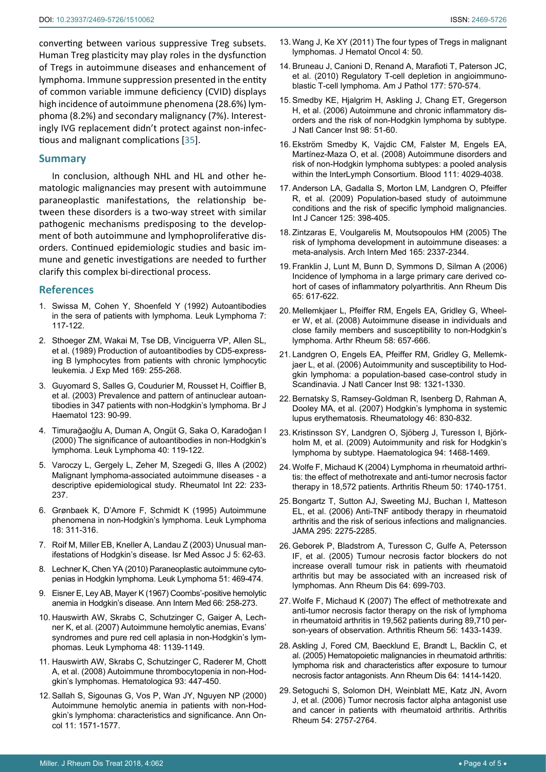converting between various suppressive Treg subsets. Human Treg plasticity may play roles in the dysfunction of Tregs in autoimmune diseases and enhancement of lymphoma. Immune suppression presented in the entity of common variable immune deficiency (CVID) displays high incidence of autoimmune phenomena (28.6%) lymphoma (8.2%) and secondary malignancy (7%). Interestingly IVG replacement didn't protect against non-infectious and malignant complications [35].

## Summary

In conclusion, although NHL and HL and other hematologic malignancies may present with autoimmune paraneoplastic manifestations, the relationship between these disorders is a two-way street with similar pathogenic mechanisms predisposing to the development of both autoimmune and lymphoproliferative disorders. Continued epidemiologic studies and basic immune and genetic investigations are needed to further clarify this complex bi-directional process.

## References

1. Swissa M, Cohen Y, Shoenfeld Y (1992) Autoantibodies in the sera of patients with lymphoma. Leuk Lymphoma 7: 117-122.
2. Sthoeger ZM, Wakai M, Tse DB, Vinciguerra VP, Allen SL, et al. (1989) Production of autoantibodies by CD5-expressing B lymphocytes from patients with chronic lymphocytic leukemia. J Exp Med 169: 255-268.
3. Guyomard S, Salles G, Coudurier M, Rousset H, Coiffier B, et al. (2003) Prevalence and pattern of antinuclear autoantibodies in 347 patients with non-Hodgkin's lymphoma. Br J Haematol 123: 90-99.
4. Timurağaoğlu A, Duman A, Ongüt G, Saka O, Karadoğan I (2000) The significance of autoantibodies in non-Hodgkin's lymphoma. Leuk Lymphoma 40: 119-122.
5. Varoczy L, Gergely L, Zeher M, Szegedi G, Illes A (2002) Malignant lymphoma-associated autoimmune diseases - a descriptive epidemiological study. Rheumatol Int 22: 233-237.
6. Grønbaek K, D'Amore F, Schmidt K (1995) Autoimmune phenomena in non-Hodgkin's lymphoma. Leuk Lymphoma 18: 311-316.
7. Roif M, Miller EB, Kneller A, Landau Z (2003) Unusual manifestations of Hodgkin's disease. Isr Med Assoc J 5: 62-63.
8. Lechner K, Chen YA (2010) Paraneoplastic autoimmune cytopenias in Hodgkin lymphoma. Leuk Lymphoma 51: 469-474.
9. Eisner E, Ley AB, Mayer K (1967) Coombs'-positive hemolytic anemia in Hodgkin's disease. Ann Intern Med 66: 258-273.
10. Hauswirth AW, Skrabs C, Schutzinger C, Gaiger A, Lechner K, et al. (2007) Autoimmune hemolytic anemias, Evans' syndromes and pure red cell aplasia in non-Hodgkin's lymphomas. Leuk Lymphoma 48: 1139-1149.
11. Hauswirth AW, Skrabs C, Schutzinger C, Raderer M, Chott A, et al. (2008) Autoimmune thrombocytopenia in non-Hodgkin's lymphomas. Hematologica 93: 447-450.
12. Sallah S, Sigounas G, Vos P, Wan JY, Nguyen NP (2000) Autoimmune hemolytic anemia in patients with non-Hodgkin's lymphoma: characteristics and significance. Ann Oncol 11: 1571-1577.
13. Wang J, Ke XY (2011) The four types of Tregs in malignant lymphomas. J Hematol Oncol 4: 50.
14. Bruneau J, Canioni D, Renand A, Marafioti T, Paterson JC, et al. (2010) Regulatory T-cell depletion in angioimmunoblastic T-cell lymphoma. Am J Pathol 177: 570-574.
15. Smedby KE, Hjalgrim H, Askling J, Chang ET, Gregerson H, et al. (2006) Autoimmune and chronic inflammatory disorders and the risk of non-Hodgkin lymphoma by subtype. J Natl Cancer Inst 98: 51-60.
16. Ekström Smedby K, Vajdic CM, Falster M, Engels EA, Martínez-Maza O, et al. (2008) Autoimmune disorders and risk of non-Hodgkin lymphoma subtypes: a pooled analysis within the InterLymph Consortium. Blood 111: 4029-4038.
17. Anderson LA, Gadalla S, Morton LM, Landgren O, Pfeiffer R, et al. (2009) Population-based study of autoimmune conditions and the risk of specific lymphoid malignancies. Int J Cancer 125: 398-405.
18. Zintzaras E, Voulgarelis M, Moutsopoulos HM (2005) The risk of lymphoma development in autoimmune diseases: a meta-analysis. Arch Intern Med 165: 2337-2344.
19. Franklin J, Lunt M, Bunn D, Symmons D, Silman A (2006) Incidence of lymphoma in a large primary care derived cohort of cases of inflammatory polyarthritis. Ann Rheum Dis 65: 617-622.
20. Mellemkjaer L, Pfeiffer RM, Engels EA, Gridley G, Wheeler W, et al. (2008) Autoimmune disease in individuals and close family members and susceptibility to non-Hodgkin's lymphoma. Arthr Rheum 58: 657-666.
21. Landgren O, Engels EA, Pfeiffer RM, Gridley G, Mellemkjaer L, et al. (2006) Autoimmunity and susceptibility to Hodgkin lymphoma: a population-based case-control study in Scandinavia. J Natl Cancer Inst 98: 1321-1330.
22. Bernatsky S, Ramsey-Goldman R, Isenberg D, Rahman A, Dooley MA, et al. (2007) Hodgkin's lymphoma in systemic lupus erythematosis. Rheumatology 46: 830-832.
23. Kristinsson SY, Landgren O, Sjöberg J, Turesson I, Björkholm M, et al. (2009) Autoimmunity and risk for Hodgkin's lymphoma by subtype. Haematologica 94: 1468-1469.
24. Wolfe F, Michaud K (2004) Lymphoma in rheumatoid arthritis: the effect of methotrexate and anti-tumor necrosis factor therapy in 18,572 patients. Arthritis Rheum 50: 1740-1751.
25. Bongartz T, Sutton AJ, Sweeting MJ, Buchan I, Matteson EL, et al. (2006) Anti-TNF antibody therapy in rheumatoid arthritis and the risk of serious infections and malignancies. JAMA 295: 2275-2285.
26. Geborek P, Bladstrom A, Turesson C, Gulfe A, Petersson IF, et al. (2005) Tumour necrosis factor blockers do not increase overall tumour risk in patients with rheumatoid arthritis but may be associated with an increased risk of lymphomas. Ann Rheum Dis 64: 699-703.
27. Wolfe F, Michaud K (2007) The effect of methotrexate and anti-tumor necrosis factor therapy on the risk of lymphoma in rheumatoid arthritis in 19,562 patients during 89,710 person-years of observation. Arthritis Rheum 56: 1433-1439.
28. Askling J, Fored CM, Baecklund E, Brandt L, Backlin C, et al. (2005) Hematopoietic malignancies in rheumatoid arthritis: lymphoma risk and characteristics after exposure to tumour necrosis factor antagonists. Ann Rheum Dis 64: 1414-1420.
29. Setoguchi S, Solomon DH, Weinblatt ME, Katz JN, Avorn J, et al. (2006) Tumor necrosis factor alpha antagonist use and cancer in patients with rheumatoid arthritis. Arthritis Rheum 54: 2757-2764.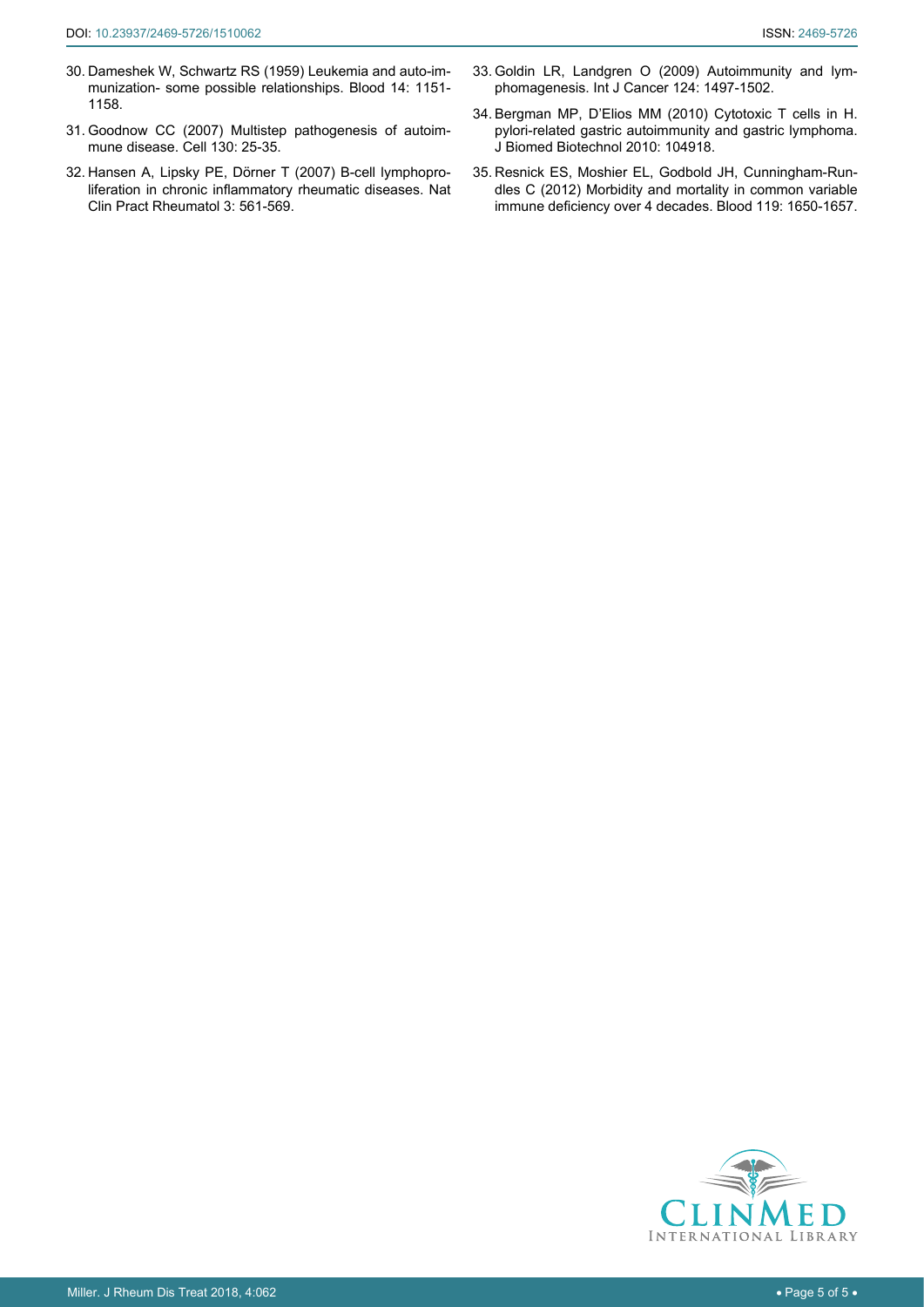30. Dameshek W, Schwartz RS (1959) Leukemia and auto-immunization- some possible relationships. Blood 14: 1151-1158.

31. Goodnow CC (2007) Multistep pathogenesis of autoimmune disease. Cell 130: 25-35.

32. Hansen A, Lipsky PE, Dörner T (2007) B-cell lymphoproliferation in chronic inflammatory rheumatic diseases. Nat Clin Pract Rheumatol 3: 561-569.

33. Goldin LR, Landgren O (2009) Autoimmunity and lymphomagenesis. Int J Cancer 124: 1497-1502.

34. Bergman MP, D'Elios MM (2010) Cytotoxic T cells in H. pylori-related gastric autoimmunity and gastric lymphoma. J Biomed Biotechnol 2010: 104918.

35. Resnick ES, Moshier EL, Godbold JH, Cunningham-Rundles C (2012) Morbidity and mortality in common variable immune deficiency over 4 decades. Blood 119: 1650-1657.